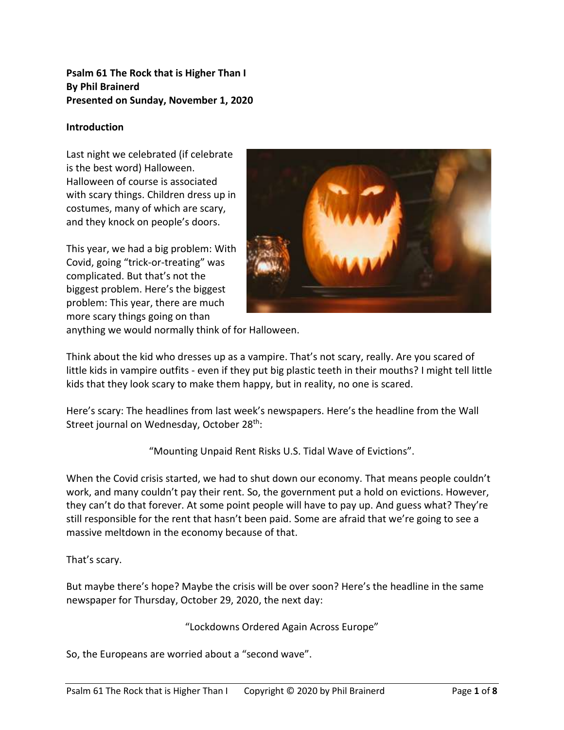**Psalm 61 The Rock that is Higher Than I**
**By Phil Brainerd**
**Presented on Sunday, November 1, 2020**

**Introduction**

Last night we celebrated (if celebrate is the best word) Halloween. Halloween of course is associated with scary things. Children dress up in costumes, many of which are scary, and they knock on people's doors.

This year, we had a big problem: With Covid, going "trick-or-treating" was complicated. But that's not the biggest problem. Here's the biggest problem: This year, there are much more scary things going on than anything we would normally think of for Halloween.

Think about the kid who dresses up as a vampire. That's not scary, really. Are you scared of little kids in vampire outfits - even if they put big plastic teeth in their mouths? I might tell little kids that they look scary to make them happy, but in reality, no one is scared.

Here's scary: The headlines from last week's newspapers. Here's the headline from the Wall Street journal on Wednesday, October 28th:

"Mounting Unpaid Rent Risks U.S. Tidal Wave of Evictions".

When the Covid crisis started, we had to shut down our economy. That means people couldn't work, and many couldn't pay their rent. So, the government put a hold on evictions. However, they can't do that forever. At some point people will have to pay up. And guess what? They're still responsible for the rent that hasn't been paid. Some are afraid that we're going to see a massive meltdown in the economy because of that.

That's scary.

But maybe there's hope? Maybe the crisis will be over soon? Here's the headline in the same newspaper for Thursday, October 29, 2020, the next day:

"Lockdowns Ordered Again Across Europe"

So, the Europeans are worried about a "second wave".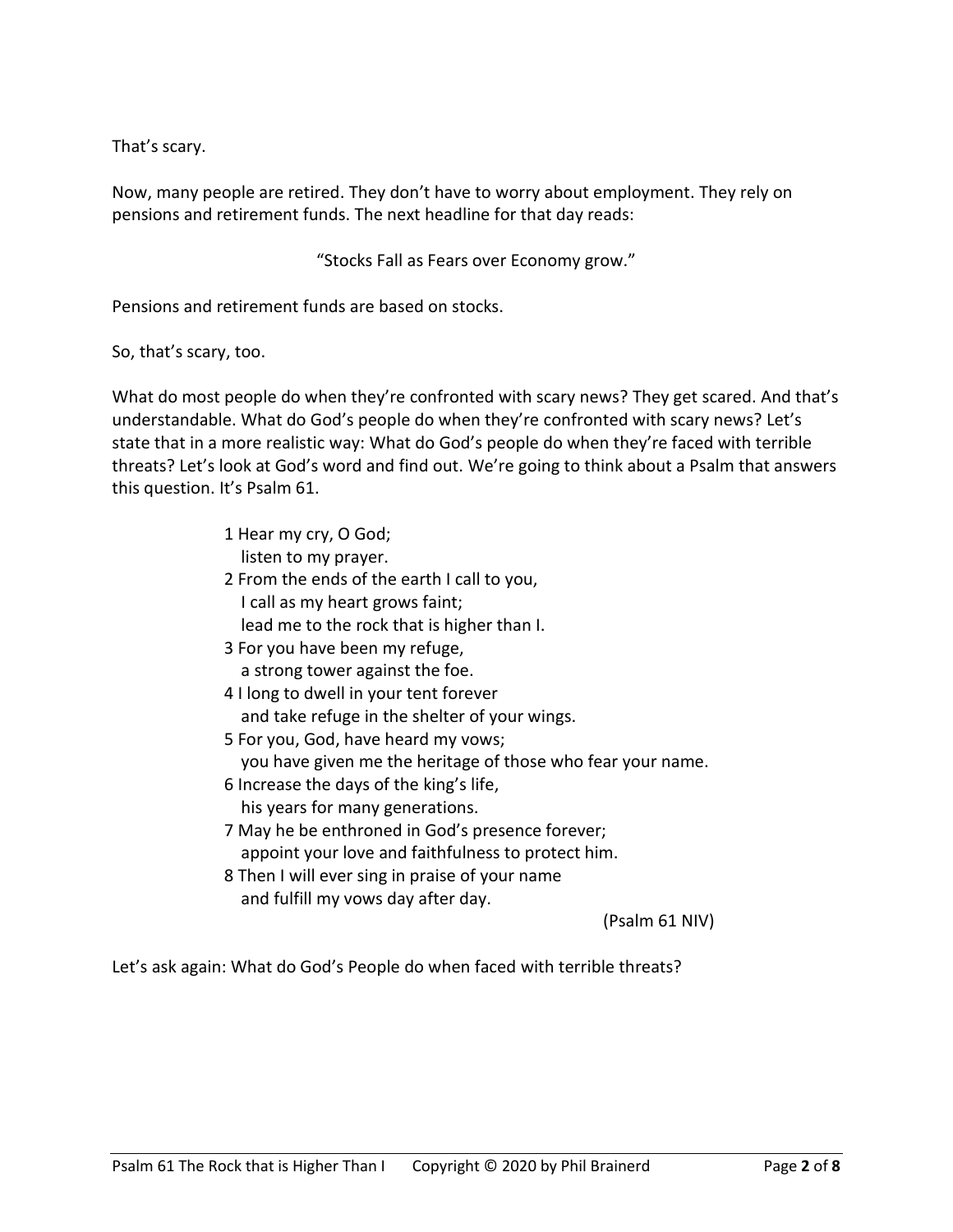That's scary.

Now, many people are retired. They don't have to worry about employment. They rely on pensions and retirement funds. The next headline for that day reads:

"Stocks Fall as Fears over Economy grow."

Pensions and retirement funds are based on stocks.

So, that's scary, too.

What do most people do when they're confronted with scary news? They get scared. And that's understandable. What do God's people do when they're confronted with scary news? Let's state that in a more realistic way: What do God's people do when they're faced with terrible threats? Let's look at God's word and find out. We're going to think about a Psalm that answers this question. It's Psalm 61.

> 1 Hear my cry, O God;
> listen to my prayer.
> 2 From the ends of the earth I call to you,
> I call as my heart grows faint;
> lead me to the rock that is higher than I.
> 3 For you have been my refuge,
> a strong tower against the foe.
> 4 I long to dwell in your tent forever
> and take refuge in the shelter of your wings.
> 5 For you, God, have heard my vows;
> you have given me the heritage of those who fear your name.
> 6 Increase the days of the king's life,
> his years for many generations.
> 7 May he be enthroned in God's presence forever;
> appoint your love and faithfulness to protect him.
> 8 Then I will ever sing in praise of your name
> and fulfill my vows day after day.
>
> (Psalm 61 NIV)

Let's ask again: What do God's People do when faced with terrible threats?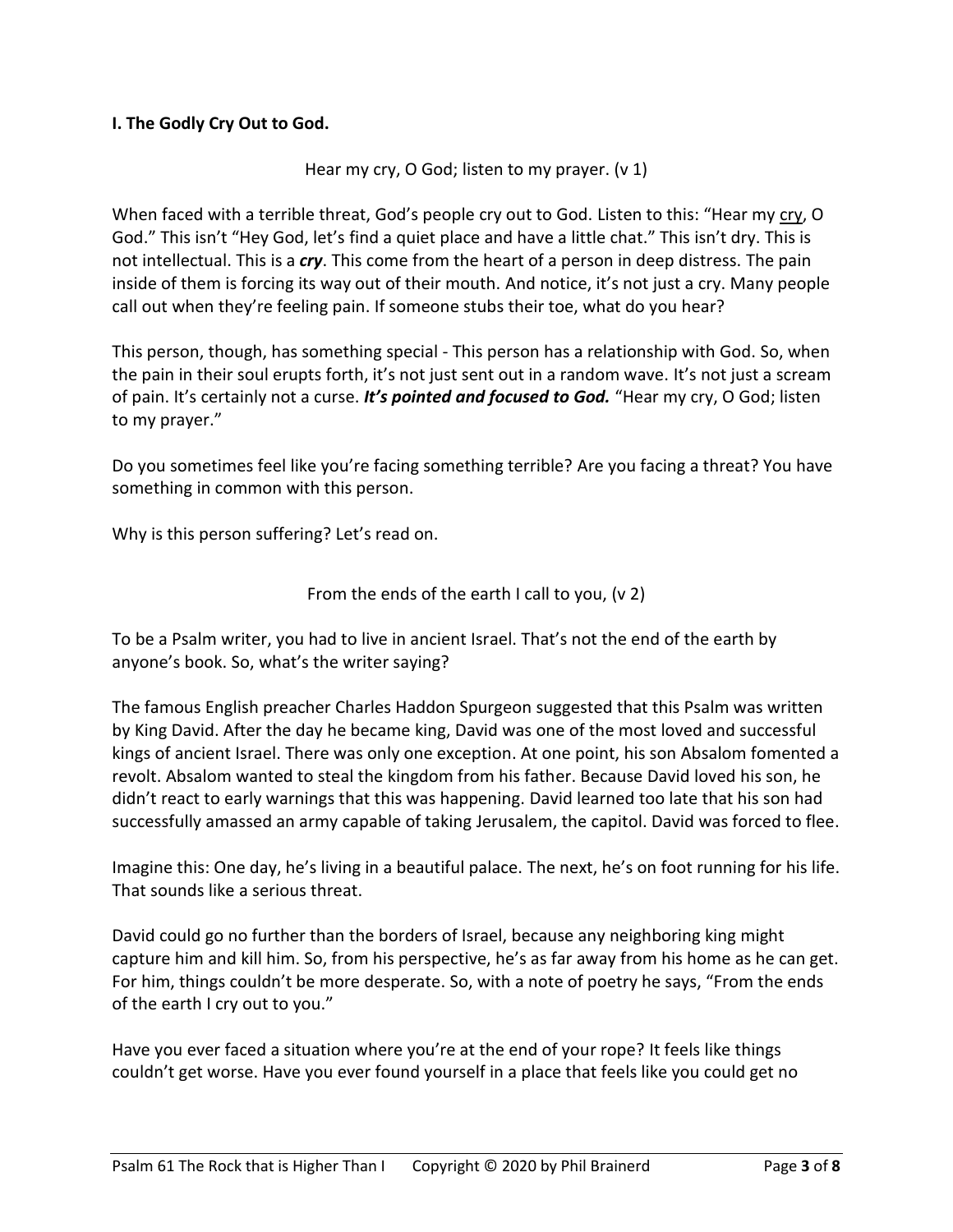**I. The Godly Cry Out to God.**

Hear my cry, O God; listen to my prayer. (v 1)

When faced with a terrible threat, God's people cry out to God. Listen to this: "Hear my <u>cry</u>, O God." This isn't "Hey God, let's find a quiet place and have a little chat." This isn't dry. This is not intellectual. This is a ***cry***. This come from the heart of a person in deep distress. The pain inside of them is forcing its way out of their mouth. And notice, it's not just a cry. Many people call out when they're feeling pain. If someone stubs their toe, what do you hear?

This person, though, has something special - This person has a relationship with God. So, when the pain in their soul erupts forth, it's not just sent out in a random wave. It's not just a scream of pain. It's certainly not a curse. ***It's pointed and focused to God.*** "Hear my cry, O God; listen to my prayer."

Do you sometimes feel like you're facing something terrible? Are you facing a threat? You have something in common with this person.

Why is this person suffering? Let's read on.

From the ends of the earth I call to you, (v 2)

To be a Psalm writer, you had to live in ancient Israel. That's not the end of the earth by anyone's book. So, what's the writer saying?

The famous English preacher Charles Haddon Spurgeon suggested that this Psalm was written by King David. After the day he became king, David was one of the most loved and successful kings of ancient Israel. There was only one exception. At one point, his son Absalom fomented a revolt. Absalom wanted to steal the kingdom from his father. Because David loved his son, he didn't react to early warnings that this was happening. David learned too late that his son had successfully amassed an army capable of taking Jerusalem, the capitol. David was forced to flee.

Imagine this: One day, he's living in a beautiful palace. The next, he's on foot running for his life. That sounds like a serious threat.

David could go no further than the borders of Israel, because any neighboring king might capture him and kill him. So, from his perspective, he's as far away from his home as he can get. For him, things couldn't be more desperate. So, with a note of poetry he says, "From the ends of the earth I cry out to you."

Have you ever faced a situation where you're at the end of your rope? It feels like things couldn't get worse. Have you ever found yourself in a place that feels like you could get no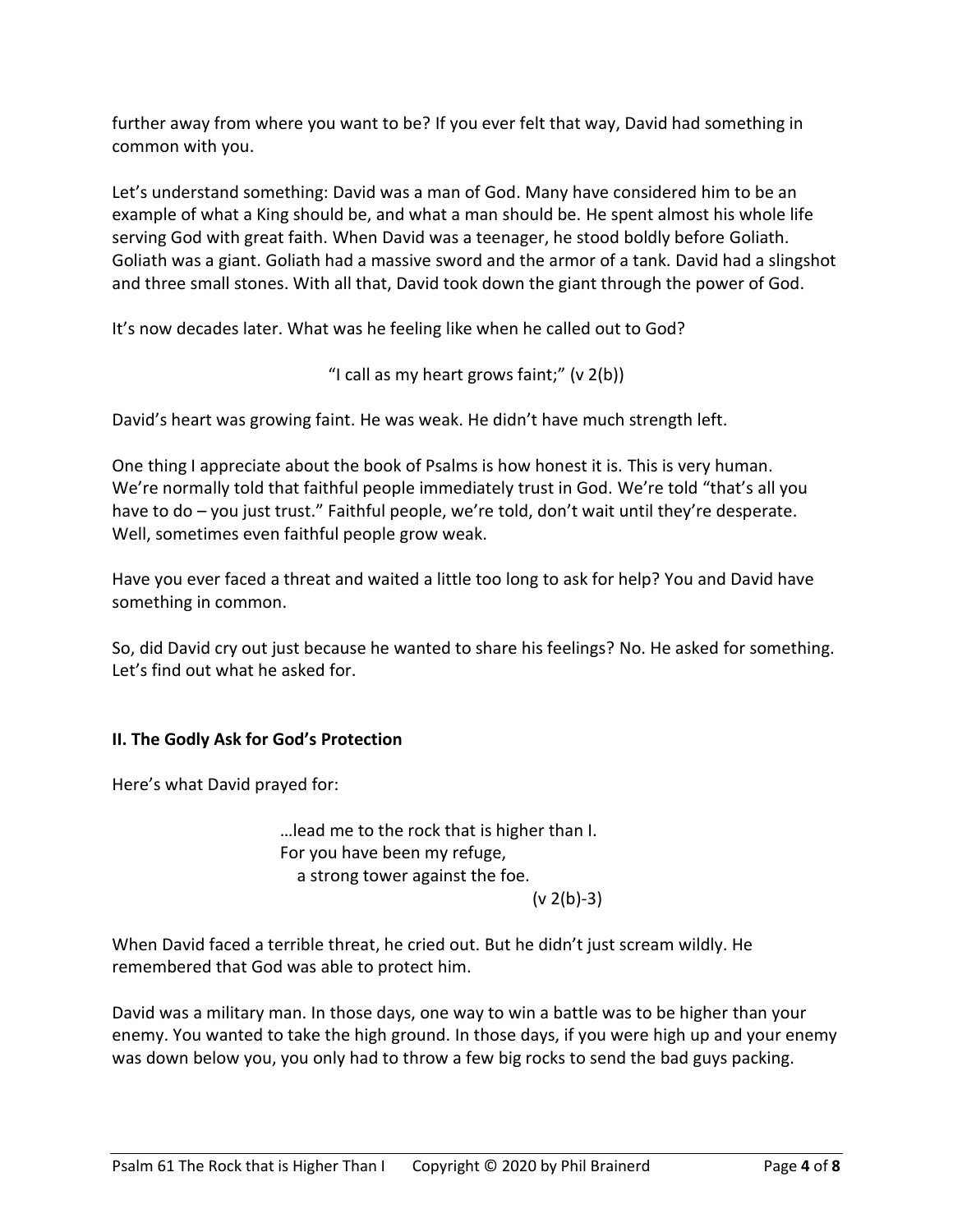further away from where you want to be? If you ever felt that way, David had something in common with you.

Let's understand something: David was a man of God. Many have considered him to be an example of what a King should be, and what a man should be. He spent almost his whole life serving God with great faith. When David was a teenager, he stood boldly before Goliath. Goliath was a giant. Goliath had a massive sword and the armor of a tank. David had a slingshot and three small stones. With all that, David took down the giant through the power of God.

It's now decades later. What was he feeling like when he called out to God?

"I call as my heart grows faint;" (v 2(b))

David's heart was growing faint. He was weak. He didn't have much strength left.

One thing I appreciate about the book of Psalms is how honest it is. This is very human. We're normally told that faithful people immediately trust in God. We're told "that's all you have to do – you just trust." Faithful people, we're told, don't wait until they're desperate. Well, sometimes even faithful people grow weak.

Have you ever faced a threat and waited a little too long to ask for help? You and David have something in common.

So, did David cry out just because he wanted to share his feelings? No. He asked for something. Let's find out what he asked for.

**II. The Godly Ask for God's Protection**

Here's what David prayed for:

> …lead me to the rock that is higher than I.
> For you have been my refuge,
>    a strong tower against the foe.
> (v 2(b)-3)

When David faced a terrible threat, he cried out. But he didn't just scream wildly. He remembered that God was able to protect him.

David was a military man. In those days, one way to win a battle was to be higher than your enemy. You wanted to take the high ground. In those days, if you were high up and your enemy was down below you, you only had to throw a few big rocks to send the bad guys packing.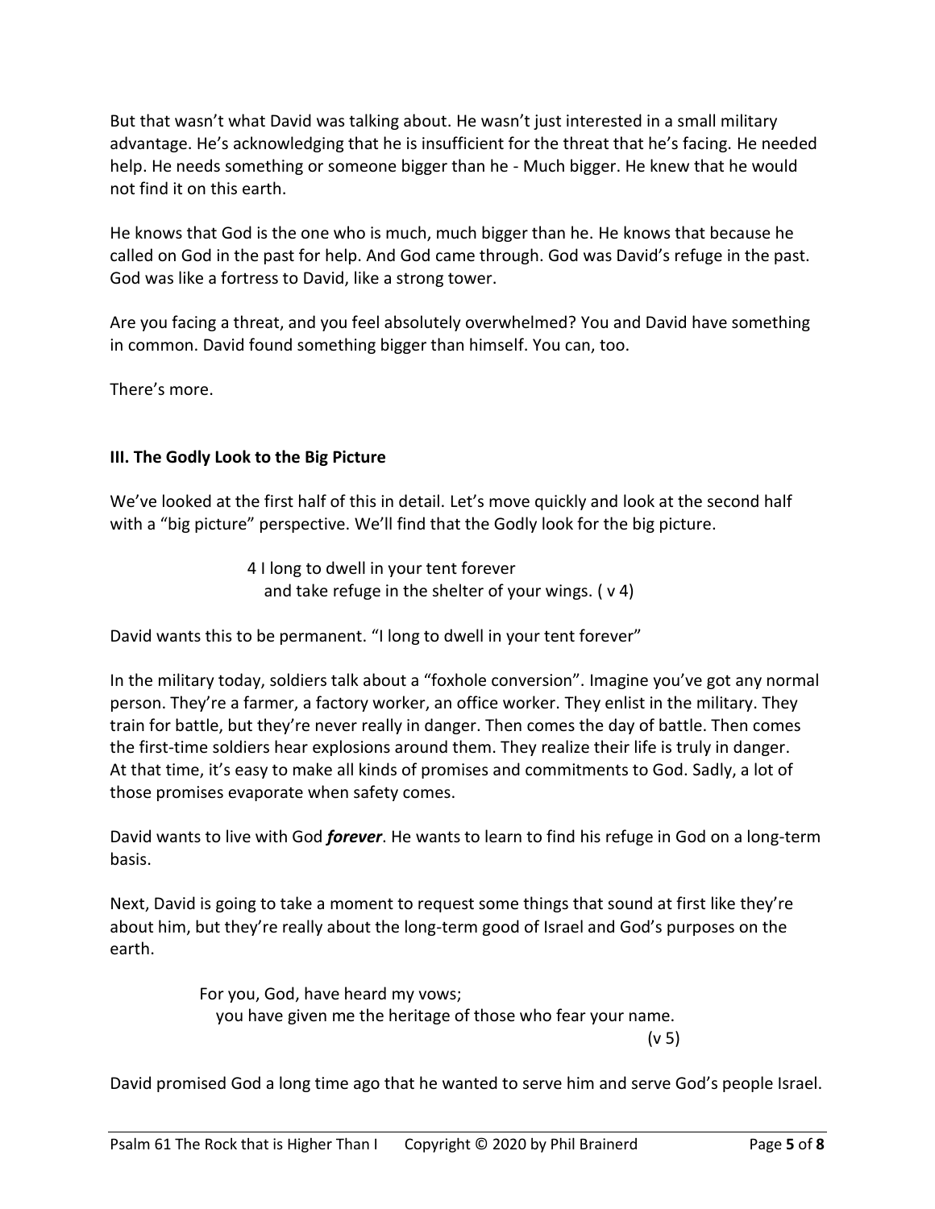But that wasn't what David was talking about. He wasn't just interested in a small military advantage. He's acknowledging that he is insufficient for the threat that he's facing. He needed help. He needs something or someone bigger than he - Much bigger. He knew that he would not find it on this earth.

He knows that God is the one who is much, much bigger than he. He knows that because he called on God in the past for help. And God came through. God was David's refuge in the past. God was like a fortress to David, like a strong tower.

Are you facing a threat, and you feel absolutely overwhelmed? You and David have something in common. David found something bigger than himself. You can, too.

There's more.

### III. The Godly Look to the Big Picture

We've looked at the first half of this in detail. Let's move quickly and look at the second half with a "big picture" perspective. We'll find that the Godly look for the big picture.

> 4 I long to dwell in your tent forever
> and take refuge in the shelter of your wings. ( v 4)

David wants this to be permanent. "I long to dwell in your tent forever"

In the military today, soldiers talk about a "foxhole conversion". Imagine you've got any normal person. They're a farmer, a factory worker, an office worker. They enlist in the military. They train for battle, but they're never really in danger. Then comes the day of battle. Then comes the first-time soldiers hear explosions around them. They realize their life is truly in danger. At that time, it's easy to make all kinds of promises and commitments to God. Sadly, a lot of those promises evaporate when safety comes.

David wants to live with God ***forever***. He wants to learn to find his refuge in God on a long-term basis.

Next, David is going to take a moment to request some things that sound at first like they're about him, but they're really about the long-term good of Israel and God's purposes on the earth.

> For you, God, have heard my vows;
> you have given me the heritage of those who fear your name.
> (v 5)

David promised God a long time ago that he wanted to serve him and serve God's people Israel.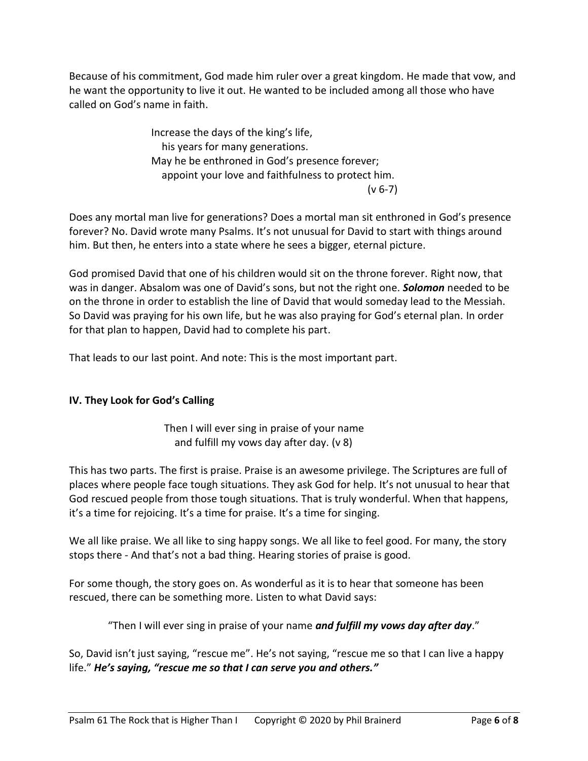Because of his commitment, God made him ruler over a great kingdom. He made that vow, and he want the opportunity to live it out. He wanted to be included among all those who have called on God's name in faith.

> Increase the days of the king's life,
> his years for many generations.
> May he be enthroned in God's presence forever;
> appoint your love and faithfulness to protect him.
> (v 6-7)

Does any mortal man live for generations? Does a mortal man sit enthroned in God's presence forever? No. David wrote many Psalms. It's not unusual for David to start with things around him. But then, he enters into a state where he sees a bigger, eternal picture.

God promised David that one of his children would sit on the throne forever. Right now, that was in danger. Absalom was one of David's sons, but not the right one. ***Solomon*** needed to be on the throne in order to establish the line of David that would someday lead to the Messiah. So David was praying for his own life, but he was also praying for God's eternal plan. In order for that plan to happen, David had to complete his part.

That leads to our last point. And note: This is the most important part.

**IV. They Look for God's Calling**

> Then I will ever sing in praise of your name
> and fulfill my vows day after day. (v 8)

This has two parts. The first is praise. Praise is an awesome privilege. The Scriptures are full of places where people face tough situations. They ask God for help. It's not unusual to hear that God rescued people from those tough situations. That is truly wonderful. When that happens, it's a time for rejoicing. It's a time for praise. It's a time for singing.

We all like praise. We all like to sing happy songs. We all like to feel good. For many, the story stops there - And that's not a bad thing. Hearing stories of praise is good.

For some though, the story goes on. As wonderful as it is to hear that someone has been rescued, there can be something more. Listen to what David says:

"Then I will ever sing in praise of your name ***and fulfill my vows day after day***."

So, David isn't just saying, "rescue me". He's not saying, "rescue me so that I can live a happy life." ***He's saying, "rescue me so that I can serve you and others."***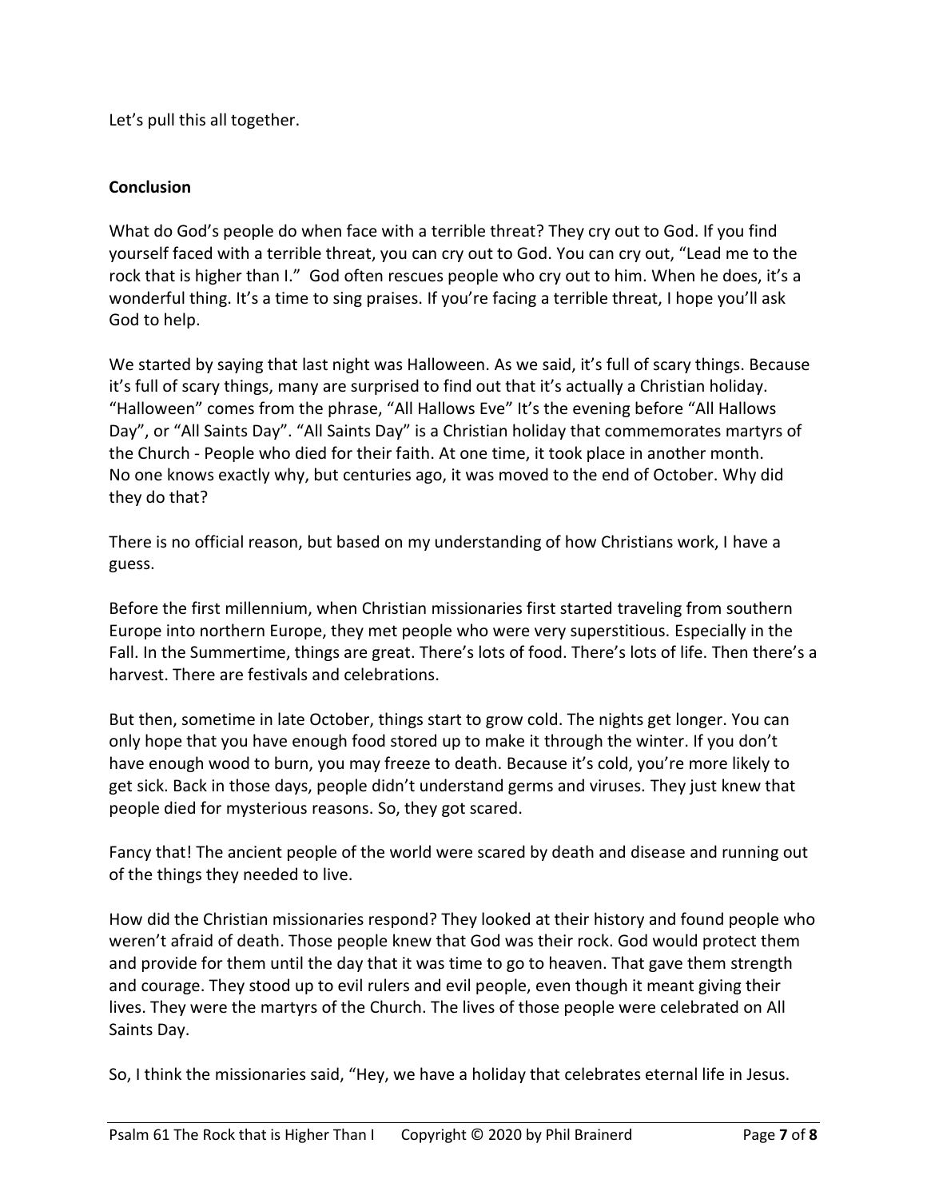Let's pull this all together.

**Conclusion**

What do God's people do when face with a terrible threat? They cry out to God. If you find yourself faced with a terrible threat, you can cry out to God. You can cry out, "Lead me to the rock that is higher than I." God often rescues people who cry out to him. When he does, it's a wonderful thing. It's a time to sing praises. If you're facing a terrible threat, I hope you'll ask God to help.

We started by saying that last night was Halloween. As we said, it's full of scary things. Because it's full of scary things, many are surprised to find out that it's actually a Christian holiday. "Halloween" comes from the phrase, "All Hallows Eve" It's the evening before "All Hallows Day", or "All Saints Day". "All Saints Day" is a Christian holiday that commemorates martyrs of the Church - People who died for their faith. At one time, it took place in another month. No one knows exactly why, but centuries ago, it was moved to the end of October. Why did they do that?

There is no official reason, but based on my understanding of how Christians work, I have a guess.

Before the first millennium, when Christian missionaries first started traveling from southern Europe into northern Europe, they met people who were very superstitious. Especially in the Fall. In the Summertime, things are great. There's lots of food. There's lots of life. Then there's a harvest. There are festivals and celebrations.

But then, sometime in late October, things start to grow cold. The nights get longer. You can only hope that you have enough food stored up to make it through the winter. If you don't have enough wood to burn, you may freeze to death. Because it's cold, you're more likely to get sick. Back in those days, people didn't understand germs and viruses. They just knew that people died for mysterious reasons. So, they got scared.

Fancy that! The ancient people of the world were scared by death and disease and running out of the things they needed to live.

How did the Christian missionaries respond? They looked at their history and found people who weren't afraid of death. Those people knew that God was their rock. God would protect them and provide for them until the day that it was time to go to heaven. That gave them strength and courage. They stood up to evil rulers and evil people, even though it meant giving their lives. They were the martyrs of the Church. The lives of those people were celebrated on All Saints Day.

So, I think the missionaries said, "Hey, we have a holiday that celebrates eternal life in Jesus.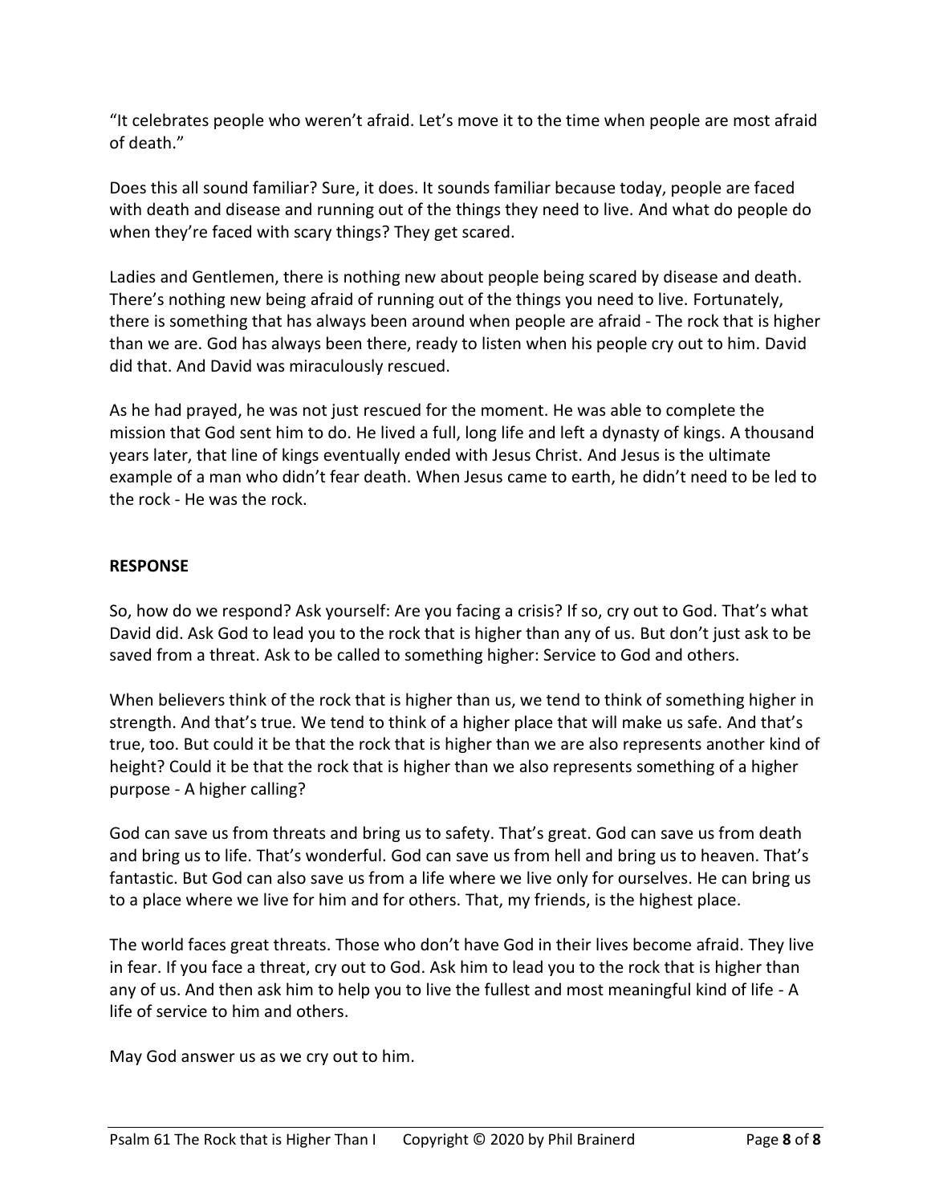"It celebrates people who weren't afraid. Let's move it to the time when people are most afraid of death."

Does this all sound familiar? Sure, it does. It sounds familiar because today, people are faced with death and disease and running out of the things they need to live. And what do people do when they're faced with scary things? They get scared.

Ladies and Gentlemen, there is nothing new about people being scared by disease and death. There's nothing new being afraid of running out of the things you need to live. Fortunately, there is something that has always been around when people are afraid - The rock that is higher than we are. God has always been there, ready to listen when his people cry out to him. David did that. And David was miraculously rescued.

As he had prayed, he was not just rescued for the moment. He was able to complete the mission that God sent him to do. He lived a full, long life and left a dynasty of kings. A thousand years later, that line of kings eventually ended with Jesus Christ. And Jesus is the ultimate example of a man who didn't fear death. When Jesus came to earth, he didn't need to be led to the rock - He was the rock.

**RESPONSE**

So, how do we respond? Ask yourself: Are you facing a crisis? If so, cry out to God. That's what David did. Ask God to lead you to the rock that is higher than any of us. But don't just ask to be saved from a threat. Ask to be called to something higher: Service to God and others.

When believers think of the rock that is higher than us, we tend to think of something higher in strength. And that's true. We tend to think of a higher place that will make us safe. And that's true, too. But could it be that the rock that is higher than we are also represents another kind of height? Could it be that the rock that is higher than we also represents something of a higher purpose - A higher calling?

God can save us from threats and bring us to safety. That's great. God can save us from death and bring us to life. That's wonderful. God can save us from hell and bring us to heaven. That's fantastic. But God can also save us from a life where we live only for ourselves. He can bring us to a place where we live for him and for others. That, my friends, is the highest place.

The world faces great threats. Those who don't have God in their lives become afraid. They live in fear. If you face a threat, cry out to God. Ask him to lead you to the rock that is higher than any of us. And then ask him to help you to live the fullest and most meaningful kind of life - A life of service to him and others.

May God answer us as we cry out to him.